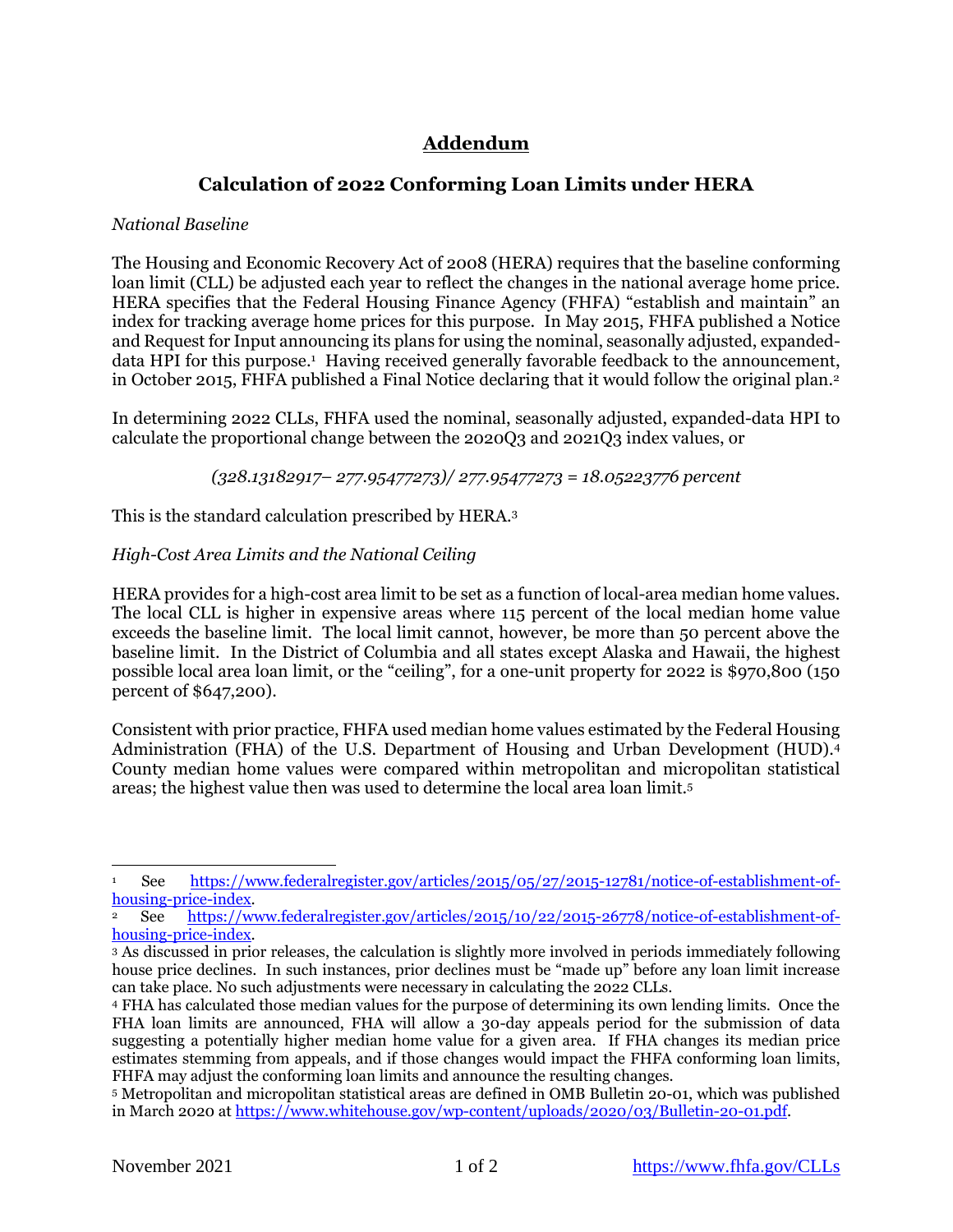# Addendum

## Calculation of 2022 Conforming Loan Limits under HERA

*National Baseline*

The Housing and Economic Recovery Act of 2008 (HERA) requires that the baseline conforming loan limit (CLL) be adjusted each year to reflect the changes in the national average home price. HERA specifies that the Federal Housing Finance Agency (FHFA) "establish and maintain" an index for tracking average home prices for this purpose. In May 2015, FHFA published a Notice and Request for Input announcing its plans for using the nominal, seasonally adjusted, expanded-data HPI for this purpose.[1] Having received generally favorable feedback to the announcement, in October 2015, FHFA published a Final Notice declaring that it would follow the original plan.[2]

In determining 2022 CLLs, FHFA used the nominal, seasonally adjusted, expanded-data HPI to calculate the proportional change between the 2020Q3 and 2021Q3 index values, or

*(328.13182917– 277.95477273)/ 277.95477273 = 18.05223776 percent*

This is the standard calculation prescribed by HERA.[3]

*High-Cost Area Limits and the National Ceiling*

HERA provides for a high-cost area limit to be set as a function of local-area median home values. The local CLL is higher in expensive areas where 115 percent of the local median home value exceeds the baseline limit. The local limit cannot, however, be more than 50 percent above the baseline limit. In the District of Columbia and all states except Alaska and Hawaii, the highest possible local area loan limit, or the "ceiling", for a one-unit property for 2022 is $970,800 (150 percent of $647,200).

Consistent with prior practice, FHFA used median home values estimated by the Federal Housing Administration (FHA) of the U.S. Department of Housing and Urban Development (HUD).[4] County median home values were compared within metropolitan and micropolitan statistical areas; the highest value then was used to determine the local area loan limit.[5]

---

[1] See https://www.federalregister.gov/articles/2015/05/27/2015-12781/notice-of-establishment-of-housing-price-index.

[2] See https://www.federalregister.gov/articles/2015/10/22/2015-26778/notice-of-establishment-of-housing-price-index.

[3] As discussed in prior releases, the calculation is slightly more involved in periods immediately following house price declines. In such instances, prior declines must be "made up" before any loan limit increase can take place. No such adjustments were necessary in calculating the 2022 CLLs.

[4] FHA has calculated those median values for the purpose of determining its own lending limits. Once the FHA loan limits are announced, FHA will allow a 30-day appeals period for the submission of data suggesting a potentially higher median home value for a given area. If FHA changes its median price estimates stemming from appeals, and if those changes would impact the FHFA conforming loan limits, FHFA may adjust the conforming loan limits and announce the resulting changes.

[5] Metropolitan and micropolitan statistical areas are defined in OMB Bulletin 20-01, which was published in March 2020 at https://www.whitehouse.gov/wp-content/uploads/2020/03/Bulletin-20-01.pdf.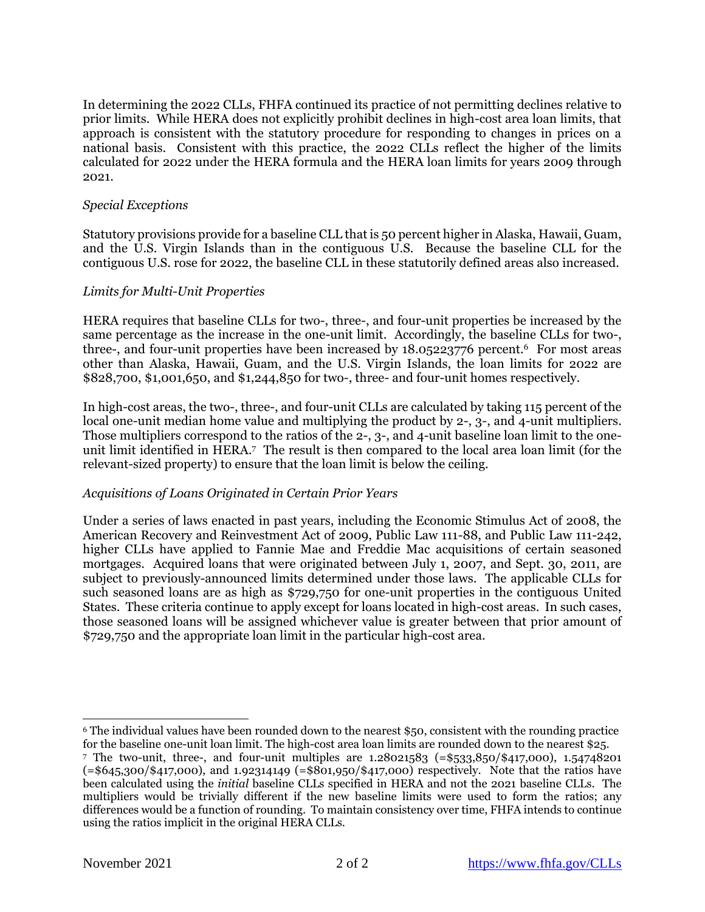In determining the 2022 CLLs, FHFA continued its practice of not permitting declines relative to prior limits. While HERA does not explicitly prohibit declines in high-cost area loan limits, that approach is consistent with the statutory procedure for responding to changes in prices on a national basis. Consistent with this practice, the 2022 CLLs reflect the higher of the limits calculated for 2022 under the HERA formula and the HERA loan limits for years 2009 through 2021.

*Special Exceptions*

Statutory provisions provide for a baseline CLL that is 50 percent higher in Alaska, Hawaii, Guam, and the U.S. Virgin Islands than in the contiguous U.S. Because the baseline CLL for the contiguous U.S. rose for 2022, the baseline CLL in these statutorily defined areas also increased.

*Limits for Multi-Unit Properties*

HERA requires that baseline CLLs for two-, three-, and four-unit properties be increased by the same percentage as the increase in the one-unit limit. Accordingly, the baseline CLLs for two-, three-, and four-unit properties have been increased by 18.05223776 percent.[6] For most areas other than Alaska, Hawaii, Guam, and the U.S. Virgin Islands, the loan limits for 2022 are $828,700, $1,001,650, and $1,244,850 for two-, three- and four-unit homes respectively.

In high-cost areas, the two-, three-, and four-unit CLLs are calculated by taking 115 percent of the local one-unit median home value and multiplying the product by 2-, 3-, and 4-unit multipliers. Those multipliers correspond to the ratios of the 2-, 3-, and 4-unit baseline loan limit to the one-unit limit identified in HERA.[7] The result is then compared to the local area loan limit (for the relevant-sized property) to ensure that the loan limit is below the ceiling.

*Acquisitions of Loans Originated in Certain Prior Years*

Under a series of laws enacted in past years, including the Economic Stimulus Act of 2008, the American Recovery and Reinvestment Act of 2009, Public Law 111-88, and Public Law 111-242, higher CLLs have applied to Fannie Mae and Freddie Mac acquisitions of certain seasoned mortgages. Acquired loans that were originated between July 1, 2007, and Sept. 30, 2011, are subject to previously-announced limits determined under those laws. The applicable CLLs for such seasoned loans are as high as $729,750 for one-unit properties in the contiguous United States. These criteria continue to apply except for loans located in high-cost areas. In such cases, those seasoned loans will be assigned whichever value is greater between that prior amount of $729,750 and the appropriate loan limit in the particular high-cost area.

---

[6] The individual values have been rounded down to the nearest $50, consistent with the rounding practice for the baseline one-unit loan limit. The high-cost area loan limits are rounded down to the nearest $25.

[7] The two-unit, three-, and four-unit multiples are 1.28021583 (=$533,850/$417,000), 1.54748201 (=$645,300/$417,000), and 1.92314149 (=$801,950/$417,000) respectively. Note that the ratios have been calculated using the *initial* baseline CLLs specified in HERA and not the 2021 baseline CLLs. The multipliers would be trivially different if the new baseline limits were used to form the ratios; any differences would be a function of rounding. To maintain consistency over time, FHFA intends to continue using the ratios implicit in the original HERA CLLs.